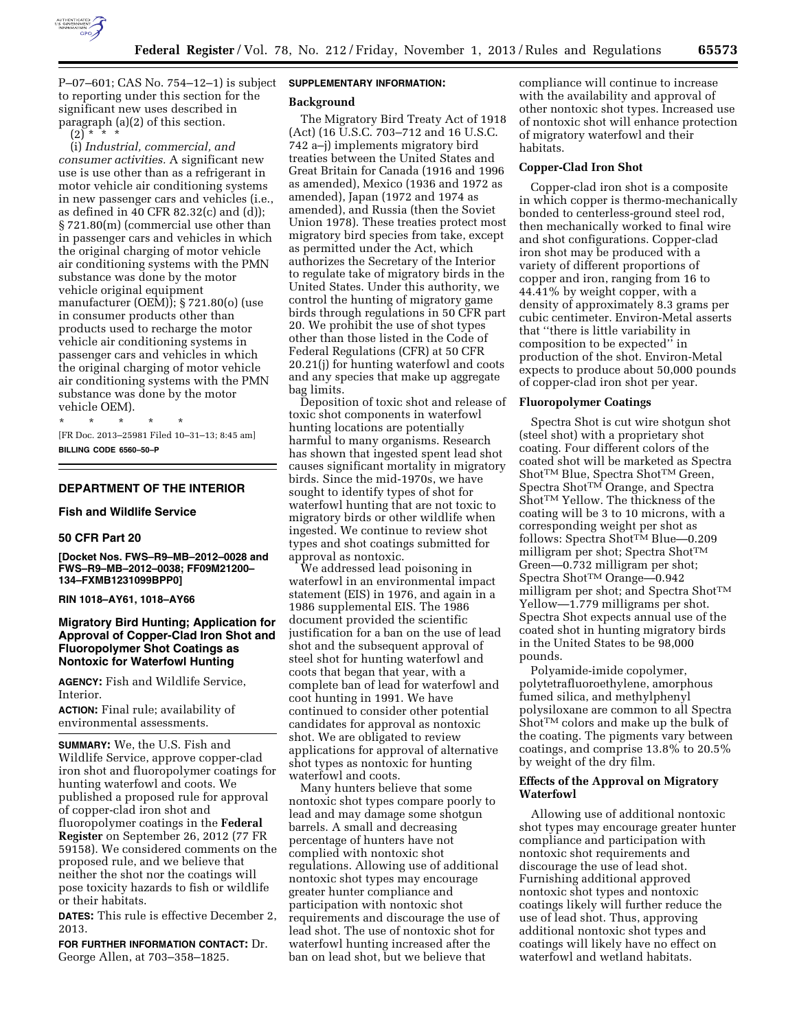P–07–601; CAS No. 754–12–1) is subject to reporting under this section for the significant new uses described in paragraph (a)(2) of this section.

(2) * * *

(i) *Industrial, commercial, and consumer activities.* A significant new use is use other than as a refrigerant in motor vehicle air conditioning systems in new passenger cars and vehicles (i.e., as defined in 40 CFR 82.32(c) and (d)); § 721.80(m) (commercial use other than in passenger cars and vehicles in which the original charging of motor vehicle air conditioning systems with the PMN substance was done by the motor vehicle original equipment manufacturer (OEM)); § 721.80(o) (use in consumer products other than products used to recharge the motor vehicle air conditioning systems in passenger cars and vehicles in which the original charging of motor vehicle air conditioning systems with the PMN substance was done by the motor vehicle OEM).

* * * * *

[FR Doc. 2013–25981 Filed 10–31–13; 8:45 am]

**BILLING CODE 6560–50–P**

---

## DEPARTMENT OF THE INTERIOR

### Fish and Wildlife Service

### 50 CFR Part 20

**[Docket Nos. FWS–R9–MB–2012–0028 and FWS–R9–MB–2012–0038; FF09M21200–134–FXMB1231099BPP0]**

**RIN 1018–AY61, 1018–AY66**

## Migratory Bird Hunting; Application for Approval of Copper-Clad Iron Shot and Fluoropolymer Shot Coatings as Nontoxic for Waterfowl Hunting

**AGENCY:** Fish and Wildlife Service, Interior.

**ACTION:** Final rule; availability of environmental assessments.

**SUMMARY:** We, the U.S. Fish and Wildlife Service, approve copper-clad iron shot and fluoropolymer coatings for hunting waterfowl and coots. We published a proposed rule for approval of copper-clad iron shot and fluoropolymer coatings in the **Federal Register** on September 26, 2012 (77 FR 59158). We considered comments on the proposed rule, and we believe that neither the shot nor the coatings will pose toxicity hazards to fish or wildlife or their habitats.

**DATES:** This rule is effective December 2, 2013.

**FOR FURTHER INFORMATION CONTACT:** Dr. George Allen, at 703–358–1825.

**SUPPLEMENTARY INFORMATION:**

### Background

The Migratory Bird Treaty Act of 1918 (Act) (16 U.S.C. 703–712 and 16 U.S.C. 742 a–j) implements migratory bird treaties between the United States and Great Britain for Canada (1916 and 1996 as amended), Mexico (1936 and 1972 as amended), Japan (1972 and 1974 as amended), and Russia (then the Soviet Union 1978). These treaties protect most migratory bird species from take, except as permitted under the Act, which authorizes the Secretary of the Interior to regulate take of migratory birds in the United States. Under this authority, we control the hunting of migratory game birds through regulations in 50 CFR part 20. We prohibit the use of shot types other than those listed in the Code of Federal Regulations (CFR) at 50 CFR 20.21(j) for hunting waterfowl and coots and any species that make up aggregate bag limits.

Deposition of toxic shot and release of toxic shot components in waterfowl hunting locations are potentially harmful to many organisms. Research has shown that ingested spent lead shot causes significant mortality in migratory birds. Since the mid-1970s, we have sought to identify types of shot for waterfowl hunting that are not toxic to migratory birds or other wildlife when ingested. We continue to review shot types and shot coatings submitted for approval as nontoxic.

We addressed lead poisoning in waterfowl in an environmental impact statement (EIS) in 1976, and again in a 1986 supplemental EIS. The 1986 document provided the scientific justification for a ban on the use of lead shot and the subsequent approval of steel shot for hunting waterfowl and coots that began that year, with a complete ban of lead for waterfowl and coot hunting in 1991. We have continued to consider other potential candidates for approval as nontoxic shot. We are obligated to review applications for approval of alternative shot types as nontoxic for hunting waterfowl and coots.

Many hunters believe that some nontoxic shot types compare poorly to lead and may damage some shotgun barrels. A small and decreasing percentage of hunters have not complied with nontoxic shot regulations. Allowing use of additional nontoxic shot types may encourage greater hunter compliance and participation with nontoxic shot requirements and discourage the use of lead shot. The use of nontoxic shot for waterfowl hunting increased after the ban on lead shot, but we believe that compliance will continue to increase with the availability and approval of other nontoxic shot types. Increased use of nontoxic shot will enhance protection of migratory waterfowl and their habitats.

### Copper-Clad Iron Shot

Copper-clad iron shot is a composite in which copper is thermo-mechanically bonded to centerless-ground steel rod, then mechanically worked to final wire and shot configurations. Copper-clad iron shot may be produced with a variety of different proportions of copper and iron, ranging from 16 to 44.41% by weight copper, with a density of approximately 8.3 grams per cubic centimeter. Environ-Metal asserts that "there is little variability in composition to be expected" in production of the shot. Environ-Metal expects to produce about 50,000 pounds of copper-clad iron shot per year.

### Fluoropolymer Coatings

Spectra Shot is cut wire shotgun shot (steel shot) with a proprietary shot coating. Four different colors of the coated shot will be marketed as Spectra Shot™ Blue, Spectra Shot™ Green, Spectra Shot™ Orange, and Spectra Shot™ Yellow. The thickness of the coating will be 3 to 10 microns, with a corresponding weight per shot as follows: Spectra Shot™ Blue—0.209 milligram per shot; Spectra Shot™ Green—0.732 milligram per shot; Spectra Shot™ Orange—0.942 milligram per shot; and Spectra Shot™ Yellow—1.779 milligrams per shot. Spectra Shot expects annual use of the coated shot in hunting migratory birds in the United States to be 98,000 pounds.

Polyamide-imide copolymer, polytetrafluoroethylene, amorphous fumed silica, and methylphenyl polysiloxane are common to all Spectra Shot™ colors and make up the bulk of the coating. The pigments vary between coatings, and comprise 13.8% to 20.5% by weight of the dry film.

### Effects of the Approval on Migratory Waterfowl

Allowing use of additional nontoxic shot types may encourage greater hunter compliance and participation with nontoxic shot requirements and discourage the use of lead shot. Furnishing additional approved nontoxic shot types and nontoxic coatings likely will further reduce the use of lead shot. Thus, approving additional nontoxic shot types and coatings will likely have no effect on waterfowl and wetland habitats.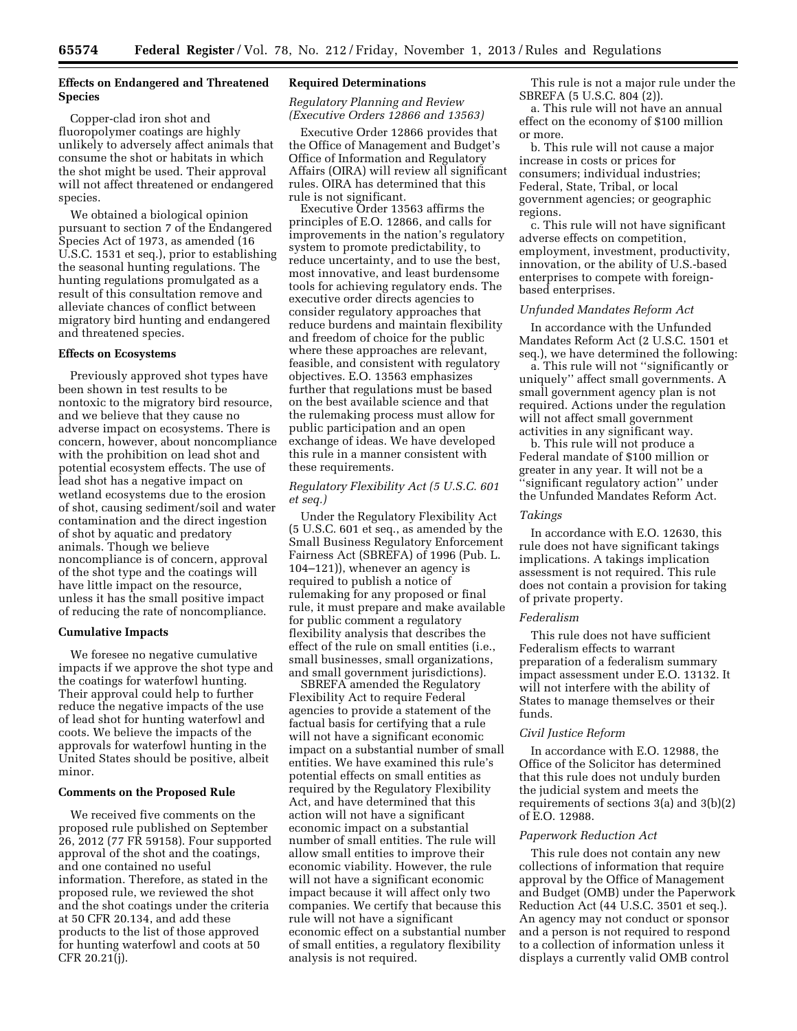### Effects on Endangered and Threatened Species

Copper-clad iron shot and fluoropolymer coatings are highly unlikely to adversely affect animals that consume the shot or habitats in which the shot might be used. Their approval will not affect threatened or endangered species.

We obtained a biological opinion pursuant to section 7 of the Endangered Species Act of 1973, as amended (16 U.S.C. 1531 et seq.), prior to establishing the seasonal hunting regulations. The hunting regulations promulgated as a result of this consultation remove and alleviate chances of conflict between migratory bird hunting and endangered and threatened species.

### Effects on Ecosystems

Previously approved shot types have been shown in test results to be nontoxic to the migratory bird resource, and we believe that they cause no adverse impact on ecosystems. There is concern, however, about noncompliance with the prohibition on lead shot and potential ecosystem effects. The use of lead shot has a negative impact on wetland ecosystems due to the erosion of shot, causing sediment/soil and water contamination and the direct ingestion of shot by aquatic and predatory animals. Though we believe noncompliance is of concern, approval of the shot type and the coatings will have little impact on the resource, unless it has the small positive impact of reducing the rate of noncompliance.

### Cumulative Impacts

We foresee no negative cumulative impacts if we approve the shot type and the coatings for waterfowl hunting. Their approval could help to further reduce the negative impacts of the use of lead shot for hunting waterfowl and coots. We believe the impacts of the approvals for waterfowl hunting in the United States should be positive, albeit minor.

### Comments on the Proposed Rule

We received five comments on the proposed rule published on September 26, 2012 (77 FR 59158). Four supported approval of the shot and the coatings, and one contained no useful information. Therefore, as stated in the proposed rule, we reviewed the shot and the shot coatings under the criteria at 50 CFR 20.134, and add these products to the list of those approved for hunting waterfowl and coots at 50 CFR 20.21(j).

### Required Determinations

#### *Regulatory Planning and Review (Executive Orders 12866 and 13563)*

Executive Order 12866 provides that the Office of Management and Budget's Office of Information and Regulatory Affairs (OIRA) will review all significant rules. OIRA has determined that this rule is not significant.

Executive Order 13563 affirms the principles of E.O. 12866, and calls for improvements in the nation's regulatory system to promote predictability, to reduce uncertainty, and to use the best, most innovative, and least burdensome tools for achieving regulatory ends. The executive order directs agencies to consider regulatory approaches that reduce burdens and maintain flexibility and freedom of choice for the public where these approaches are relevant, feasible, and consistent with regulatory objectives. E.O. 13563 emphasizes further that regulations must be based on the best available science and that the rulemaking process must allow for public participation and an open exchange of ideas. We have developed this rule in a manner consistent with these requirements.

#### *Regulatory Flexibility Act (5 U.S.C. 601 et seq.)*

Under the Regulatory Flexibility Act (5 U.S.C. 601 et seq., as amended by the Small Business Regulatory Enforcement Fairness Act (SBREFA) of 1996 (Pub. L. 104–121)), whenever an agency is required to publish a notice of rulemaking for any proposed or final rule, it must prepare and make available for public comment a regulatory flexibility analysis that describes the effect of the rule on small entities (i.e., small businesses, small organizations, and small government jurisdictions).

SBREFA amended the Regulatory Flexibility Act to require Federal agencies to provide a statement of the factual basis for certifying that a rule will not have a significant economic impact on a substantial number of small entities. We have examined this rule's potential effects on small entities as required by the Regulatory Flexibility Act, and have determined that this action will not have a significant economic impact on a substantial number of small entities. The rule will allow small entities to improve their economic viability. However, the rule will not have a significant economic impact because it will affect only two companies. We certify that because this rule will not have a significant economic effect on a substantial number of small entities, a regulatory flexibility analysis is not required.

This rule is not a major rule under the SBREFA (5 U.S.C. 804 (2)).

a. This rule will not have an annual effect on the economy of $100 million or more.

b. This rule will not cause a major increase in costs or prices for consumers; individual industries; Federal, State, Tribal, or local government agencies; or geographic regions.

c. This rule will not have significant adverse effects on competition, employment, investment, productivity, innovation, or the ability of U.S.-based enterprises to compete with foreign-based enterprises.

#### *Unfunded Mandates Reform Act*

In accordance with the Unfunded Mandates Reform Act (2 U.S.C. 1501 et seq.), we have determined the following:

a. This rule will not "significantly or uniquely" affect small governments. A small government agency plan is not required. Actions under the regulation will not affect small government activities in any significant way.

b. This rule will not produce a Federal mandate of $100 million or greater in any year. It will not be a "significant regulatory action" under the Unfunded Mandates Reform Act.

#### *Takings*

In accordance with E.O. 12630, this rule does not have significant takings implications. A takings implication assessment is not required. This rule does not contain a provision for taking of private property.

#### *Federalism*

This rule does not have sufficient Federalism effects to warrant preparation of a federalism summary impact assessment under E.O. 13132. It will not interfere with the ability of States to manage themselves or their funds.

#### *Civil Justice Reform*

In accordance with E.O. 12988, the Office of the Solicitor has determined that this rule does not unduly burden the judicial system and meets the requirements of sections 3(a) and 3(b)(2) of E.O. 12988.

#### *Paperwork Reduction Act*

This rule does not contain any new collections of information that require approval by the Office of Management and Budget (OMB) under the Paperwork Reduction Act (44 U.S.C. 3501 et seq.). An agency may not conduct or sponsor and a person is not required to respond to a collection of information unless it displays a currently valid OMB control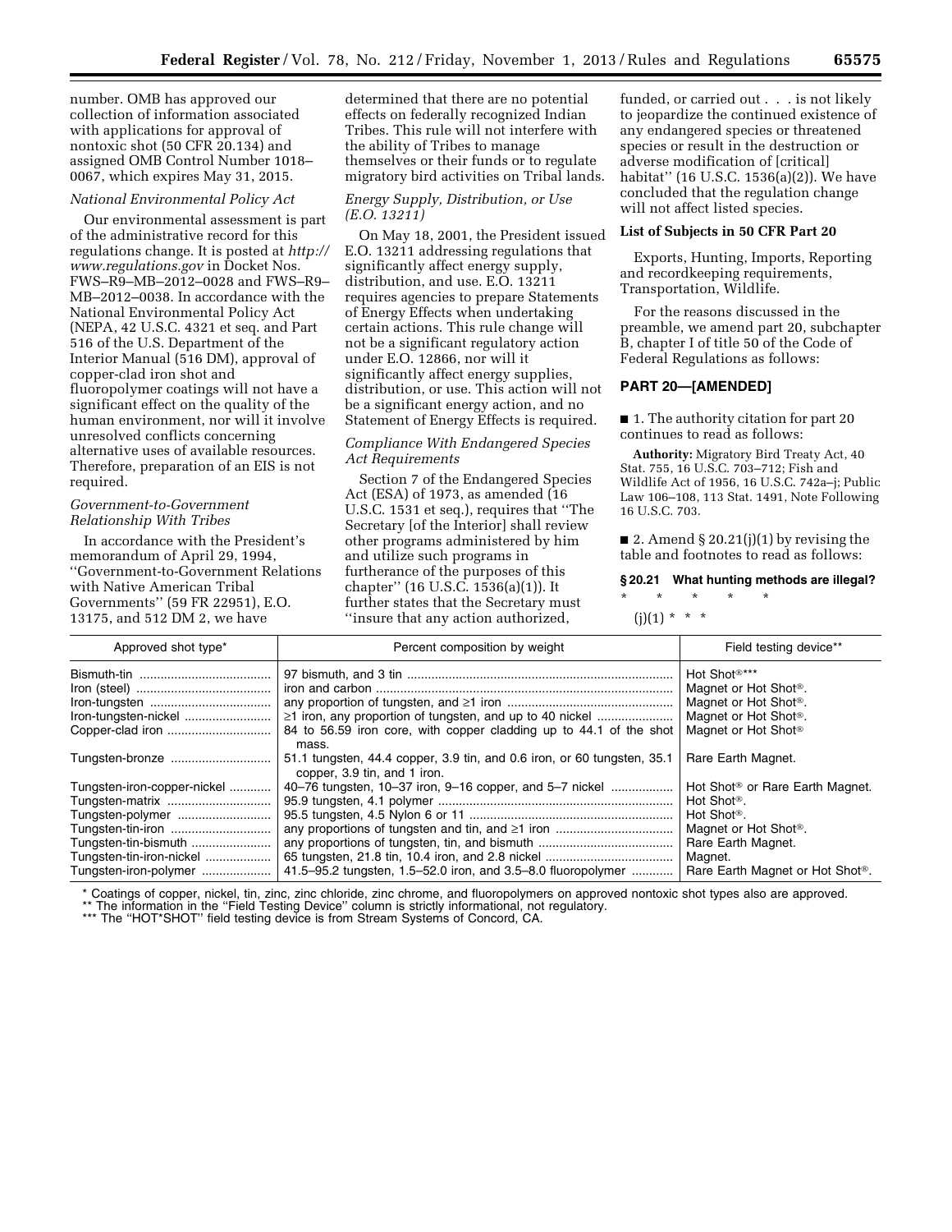number. OMB has approved our collection of information associated with applications for approval of nontoxic shot (50 CFR 20.134) and assigned OMB Control Number 1018–0067, which expires May 31, 2015.

*National Environmental Policy Act*

Our environmental assessment is part of the administrative record for this regulations change. It is posted at *http://www.regulations.gov* in Docket Nos. FWS–R9–MB–2012–0028 and FWS–R9–MB–2012–0038. In accordance with the National Environmental Policy Act (NEPA, 42 U.S.C. 4321 et seq. and Part 516 of the U.S. Department of the Interior Manual (516 DM), approval of copper-clad iron shot and fluoropolymer coatings will not have a significant effect on the quality of the human environment, nor will it involve unresolved conflicts concerning alternative uses of available resources. Therefore, preparation of an EIS is not required.

*Government-to-Government Relationship With Tribes*

In accordance with the President's memorandum of April 29, 1994, ''Government-to-Government Relations with Native American Tribal Governments'' (59 FR 22951), E.O. 13175, and 512 DM 2, we have determined that there are no potential effects on federally recognized Indian Tribes. This rule will not interfere with the ability of Tribes to manage themselves or their funds or to regulate migratory bird activities on Tribal lands.

*Energy Supply, Distribution, or Use (E.O. 13211)*

On May 18, 2001, the President issued E.O. 13211 addressing regulations that significantly affect energy supply, distribution, and use. E.O. 13211 requires agencies to prepare Statements of Energy Effects when undertaking certain actions. This rule change will not be a significant regulatory action under E.O. 12866, nor will it significantly affect energy supplies, distribution, or use. This action will not be a significant energy action, and no Statement of Energy Effects is required.

*Compliance With Endangered Species Act Requirements*

Section 7 of the Endangered Species Act (ESA) of 1973, as amended (16 U.S.C. 1531 et seq.), requires that ''The Secretary [of the Interior] shall review other programs administered by him and utilize such programs in furtherance of the purposes of this chapter'' (16 U.S.C. 1536(a)(1)). It further states that the Secretary must ''insure that any action authorized, funded, or carried out . . . is not likely to jeopardize the continued existence of any endangered species or threatened species or result in the destruction or adverse modification of [critical] habitat'' (16 U.S.C. 1536(a)(2)). We have concluded that the regulation change will not affect listed species.

**List of Subjects in 50 CFR Part 20**

Exports, Hunting, Imports, Reporting and recordkeeping requirements, Transportation, Wildlife.

For the reasons discussed in the preamble, we amend part 20, subchapter B, chapter I of title 50 of the Code of Federal Regulations as follows:

## PART 20—[AMENDED]

■ 1. The authority citation for part 20 continues to read as follows:

**Authority:** Migratory Bird Treaty Act, 40 Stat. 755, 16 U.S.C. 703–712; Fish and Wildlife Act of 1956, 16 U.S.C. 742a–j; Public Law 106–108, 113 Stat. 1491, Note Following 16 U.S.C. 703.

■ 2. Amend § 20.21(j)(1) by revising the table and footnotes to read as follows:

**§ 20.21 What hunting methods are illegal?**

\* \* \* \* \*

(j)(1) \* \* \*

| Approved shot type* | Percent composition by weight | Field testing device** |
|---|---|---|
| Bismuth-tin | 97 bismuth, and 3 tin | Hot Shot®*** |
| Iron (steel) | iron and carbon | Magnet or Hot Shot®. |
| Iron-tungsten | any proportion of tungsten, and ≥1 iron | Magnet or Hot Shot®. |
| Iron-tungsten-nickel | ≥1 iron, any proportion of tungsten, and up to 40 nickel | Magnet or Hot Shot®. |
| Copper-clad iron | 84 to 56.59 iron core, with copper cladding up to 44.1 of the shot mass. | Magnet or Hot Shot® |
| Tungsten-bronze | 51.1 tungsten, 44.4 copper, 3.9 tin, and 0.6 iron, or 60 tungsten, 35.1 copper, 3.9 tin, and 1 iron. | Rare Earth Magnet. |
| Tungsten-iron-copper-nickel | 40–76 tungsten, 10–37 iron, 9–16 copper, and 5–7 nickel | Hot Shot® or Rare Earth Magnet. |
| Tungsten-matrix | 95.9 tungsten, 4.1 polymer | Hot Shot®. |
| Tungsten-polymer | 95.5 tungsten, 4.5 Nylon 6 or 11 | Hot Shot®. |
| Tungsten-tin-iron | any proportions of tungsten and tin, and ≥1 iron | Magnet or Hot Shot®. |
| Tungsten-tin-bismuth | any proportions of tungsten, tin, and bismuth | Rare Earth Magnet. |
| Tungsten-tin-iron-nickel | 65 tungsten, 21.8 tin, 10.4 iron, and 2.8 nickel | Magnet. |
| Tungsten-iron-polymer | 41.5–95.2 tungsten, 1.5–52.0 iron, and 3.5–8.0 fluoropolymer | Rare Earth Magnet or Hot Shot®. |

\* Coatings of copper, nickel, tin, zinc, zinc chloride, zinc chrome, and fluoropolymers on approved nontoxic shot types also are approved.

\*\* The information in the ''Field Testing Device'' column is strictly informational, not regulatory.

\*\*\* The ''HOT\*SHOT'' field testing device is from Stream Systems of Concord, CA.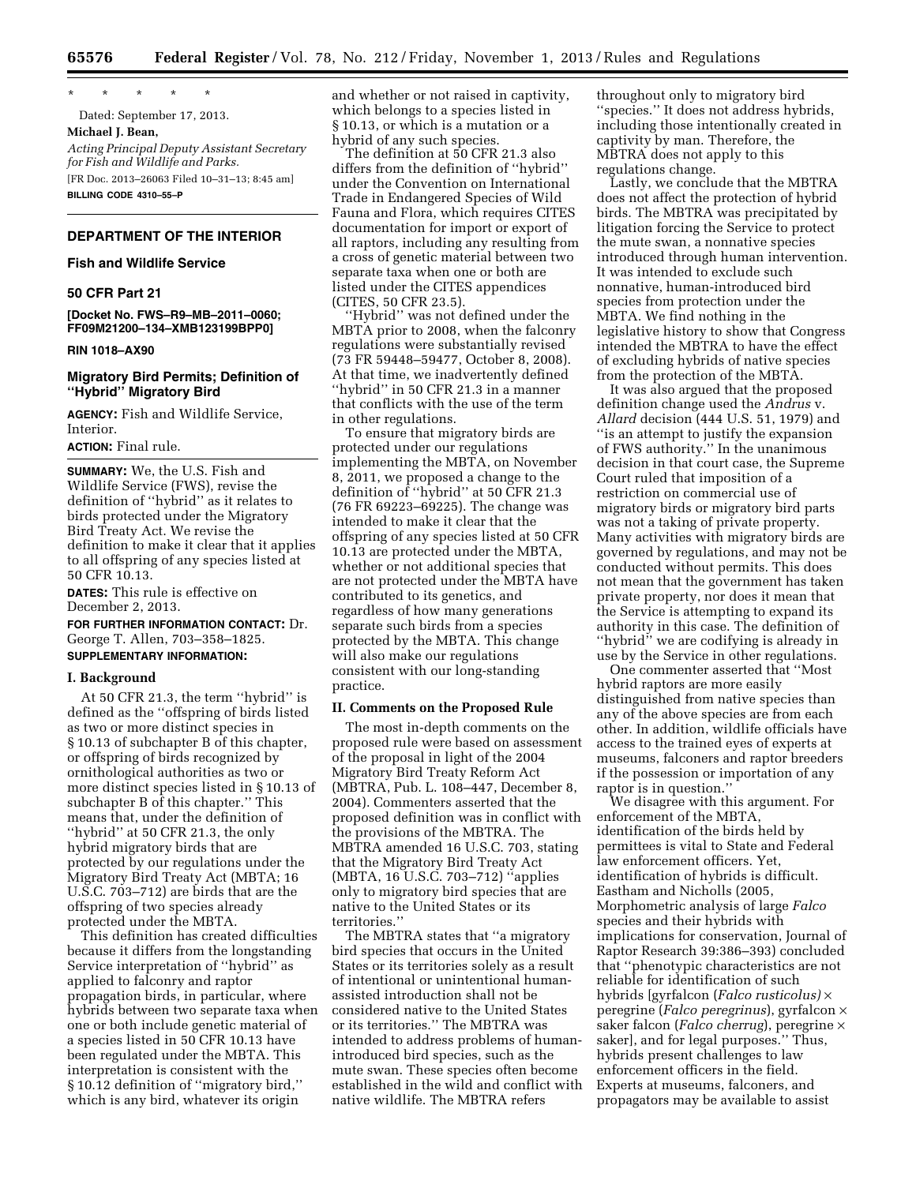\* \* \* \* \*

Dated: September 17, 2013.

**Michael J. Bean,**

*Acting Principal Deputy Assistant Secretary for Fish and Wildlife and Parks.*

[FR Doc. 2013–26063 Filed 10–31–13; 8:45 am]

**BILLING CODE 4310–55–P**

## DEPARTMENT OF THE INTERIOR

### Fish and Wildlife Service

### 50 CFR Part 21

**[Docket No. FWS–R9–MB–2011–0060; FF09M21200–134–XMB123199BPP0]**

**RIN 1018–AX90**

## Migratory Bird Permits; Definition of ''Hybrid'' Migratory Bird

**AGENCY:** Fish and Wildlife Service, Interior.

**ACTION:** Final rule.

**SUMMARY:** We, the U.S. Fish and Wildlife Service (FWS), revise the definition of ''hybrid'' as it relates to birds protected under the Migratory Bird Treaty Act. We revise the definition to make it clear that it applies to all offspring of any species listed at 50 CFR 10.13.

**DATES:** This rule is effective on December 2, 2013.

**FOR FURTHER INFORMATION CONTACT:** Dr. George T. Allen, 703–358–1825.

**SUPPLEMENTARY INFORMATION:**

### I. Background

At 50 CFR 21.3, the term ''hybrid'' is defined as the ''offspring of birds listed as two or more distinct species in § 10.13 of subchapter B of this chapter, or offspring of birds recognized by ornithological authorities as two or more distinct species listed in § 10.13 of subchapter B of this chapter.'' This means that, under the definition of ''hybrid'' at 50 CFR 21.3, the only hybrid migratory birds that are protected by our regulations under the Migratory Bird Treaty Act (MBTA; 16 U.S.C. 703–712) are birds that are the offspring of two species already protected under the MBTA.

This definition has created difficulties because it differs from the longstanding Service interpretation of ''hybrid'' as applied to falconry and raptor propagation birds, in particular, where hybrids between two separate taxa when one or both include genetic material of a species listed in 50 CFR 10.13 have been regulated under the MBTA. This interpretation is consistent with the § 10.12 definition of ''migratory bird,'' which is any bird, whatever its origin and whether or not raised in captivity, which belongs to a species listed in § 10.13, or which is a mutation or a hybrid of any such species.

The definition at 50 CFR 21.3 also differs from the definition of ''hybrid'' under the Convention on International Trade in Endangered Species of Wild Fauna and Flora, which requires CITES documentation for import or export of all raptors, including any resulting from a cross of genetic material between two separate taxa when one or both are listed under the CITES appendices (CITES, 50 CFR 23.5).

''Hybrid'' was not defined under the MBTA prior to 2008, when the falconry regulations were substantially revised (73 FR 59448–59477, October 8, 2008). At that time, we inadvertently defined ''hybrid'' in 50 CFR 21.3 in a manner that conflicts with the use of the term in other regulations.

To ensure that migratory birds are protected under our regulations implementing the MBTA, on November 8, 2011, we proposed a change to the definition of ''hybrid'' at 50 CFR 21.3 (76 FR 69223–69225). The change was intended to make it clear that the offspring of any species listed at 50 CFR 10.13 are protected under the MBTA, whether or not additional species that are not protected under the MBTA have contributed to its genetics, and regardless of how many generations separate such birds from a species protected by the MBTA. This change will also make our regulations consistent with our long-standing practice.

### II. Comments on the Proposed Rule

The most in-depth comments on the proposed rule were based on assessment of the proposal in light of the 2004 Migratory Bird Treaty Reform Act (MBTRA, Pub. L. 108–447, December 8, 2004). Commenters asserted that the proposed definition was in conflict with the provisions of the MBTRA. The MBTRA amended 16 U.S.C. 703, stating that the Migratory Bird Treaty Act (MBTA, 16 U.S.C. 703–712) ''applies only to migratory bird species that are native to the United States or its territories.''

The MBTRA states that ''a migratory bird species that occurs in the United States or its territories solely as a result of intentional or unintentional human-assisted introduction shall not be considered native to the United States or its territories.'' The MBTRA was intended to address problems of human-introduced bird species, such as the mute swan. These species often become established in the wild and conflict with native wildlife. The MBTRA refers throughout only to migratory bird ''species.'' It does not address hybrids, including those intentionally created in captivity by man. Therefore, the MBTRA does not apply to this regulations change.

Lastly, we conclude that the MBTRA does not affect the protection of hybrid birds. The MBTRA was precipitated by litigation forcing the Service to protect the mute swan, a nonnative species introduced through human intervention. It was intended to exclude such nonnative, human-introduced bird species from protection under the MBTA. We find nothing in the legislative history to show that Congress intended the MBTRA to have the effect of excluding hybrids of native species from the protection of the MBTA.

It was also argued that the proposed definition change used the *Andrus* v. *Allard* decision (444 U.S. 51, 1979) and ''is an attempt to justify the expansion of FWS authority.'' In the unanimous decision in that court case, the Supreme Court ruled that imposition of a restriction on commercial use of migratory birds or migratory bird parts was not a taking of private property. Many activities with migratory birds are governed by regulations, and may not be conducted without permits. This does not mean that the government has taken private property, nor does it mean that the Service is attempting to expand its authority in this case. The definition of ''hybrid'' we are codifying is already in use by the Service in other regulations.

One commenter asserted that ''Most hybrid raptors are more easily distinguished from native species than any of the above species are from each other. In addition, wildlife officials have access to the trained eyes of experts at museums, falconers and raptor breeders if the possession or importation of any raptor is in question.''

We disagree with this argument. For enforcement of the MBTA, identification of the birds held by permittees is vital to State and Federal law enforcement officers. Yet, identification of hybrids is difficult. Eastham and Nicholls (2005, Morphometric analysis of large *Falco* species and their hybrids with implications for conservation, Journal of Raptor Research 39:386–393) concluded that ''phenotypic characteristics are not reliable for identification of such hybrids [gyrfalcon (*Falco rusticolus)* × peregrine (*Falco peregrinus*), gyrfalcon × saker falcon (*Falco cherrug*), peregrine × saker], and for legal purposes.'' Thus, hybrids present challenges to law enforcement officers in the field. Experts at museums, falconers, and propagators may be available to assist